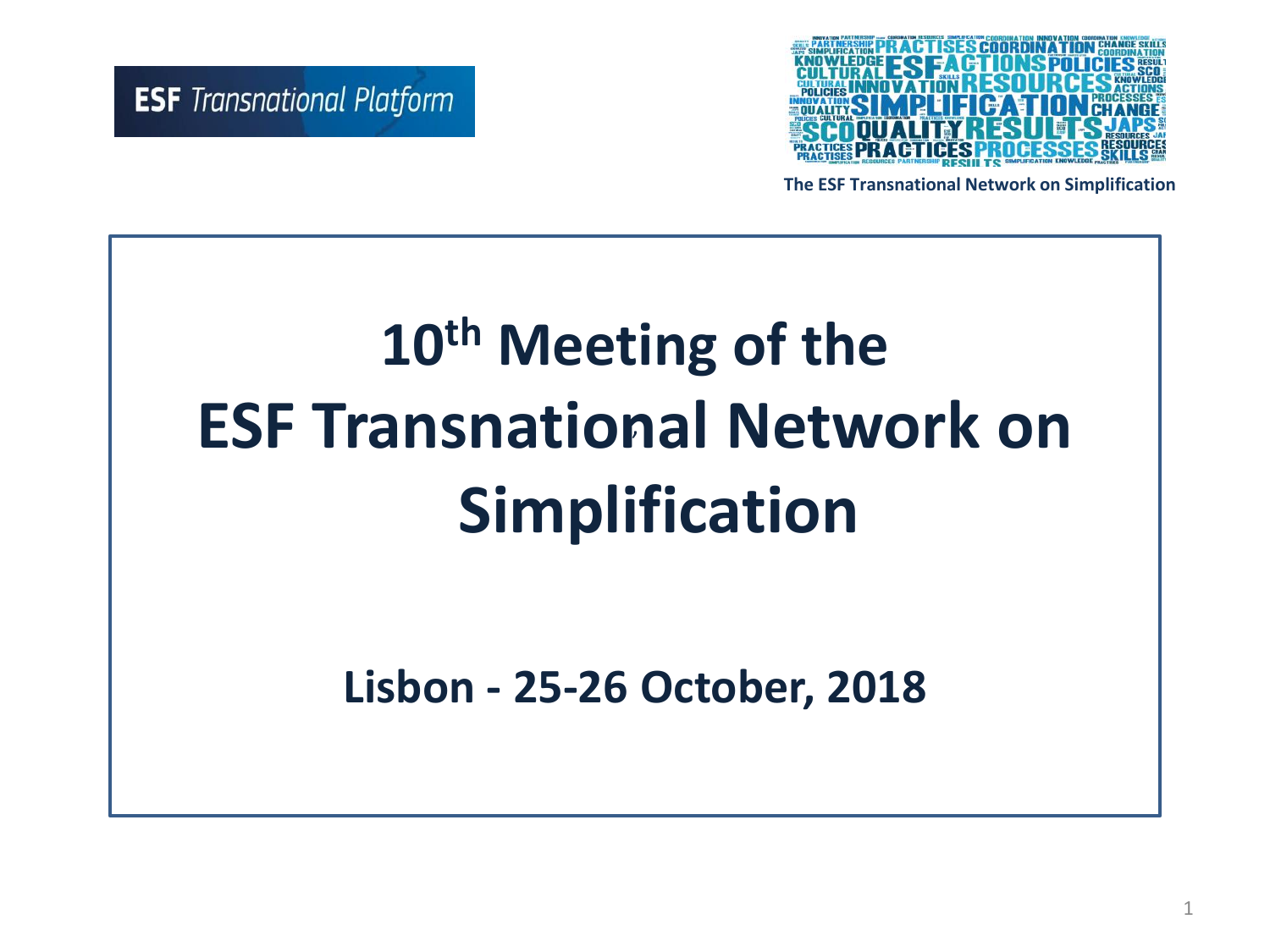ESF *Transnational Platform*

The ESF Transnational Network on Simplification

# $10^{th}$ Meeting of the ESF Transnational Network on Simplification

**Lisbon - 25-26 October, 2018**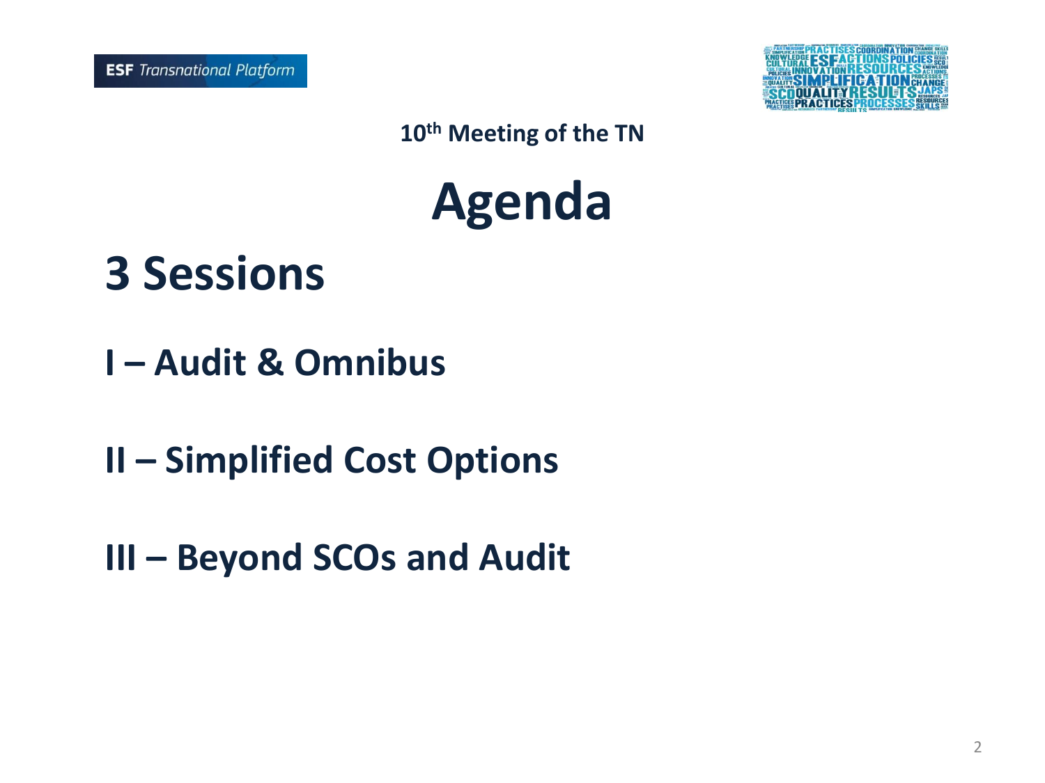ESF Transnational Platform

10th Meeting of the TN

# Agenda

## 3 Sessions

### I – Audit & Omnibus

### II – Simplified Cost Options

### III – Beyond SCOs and Audit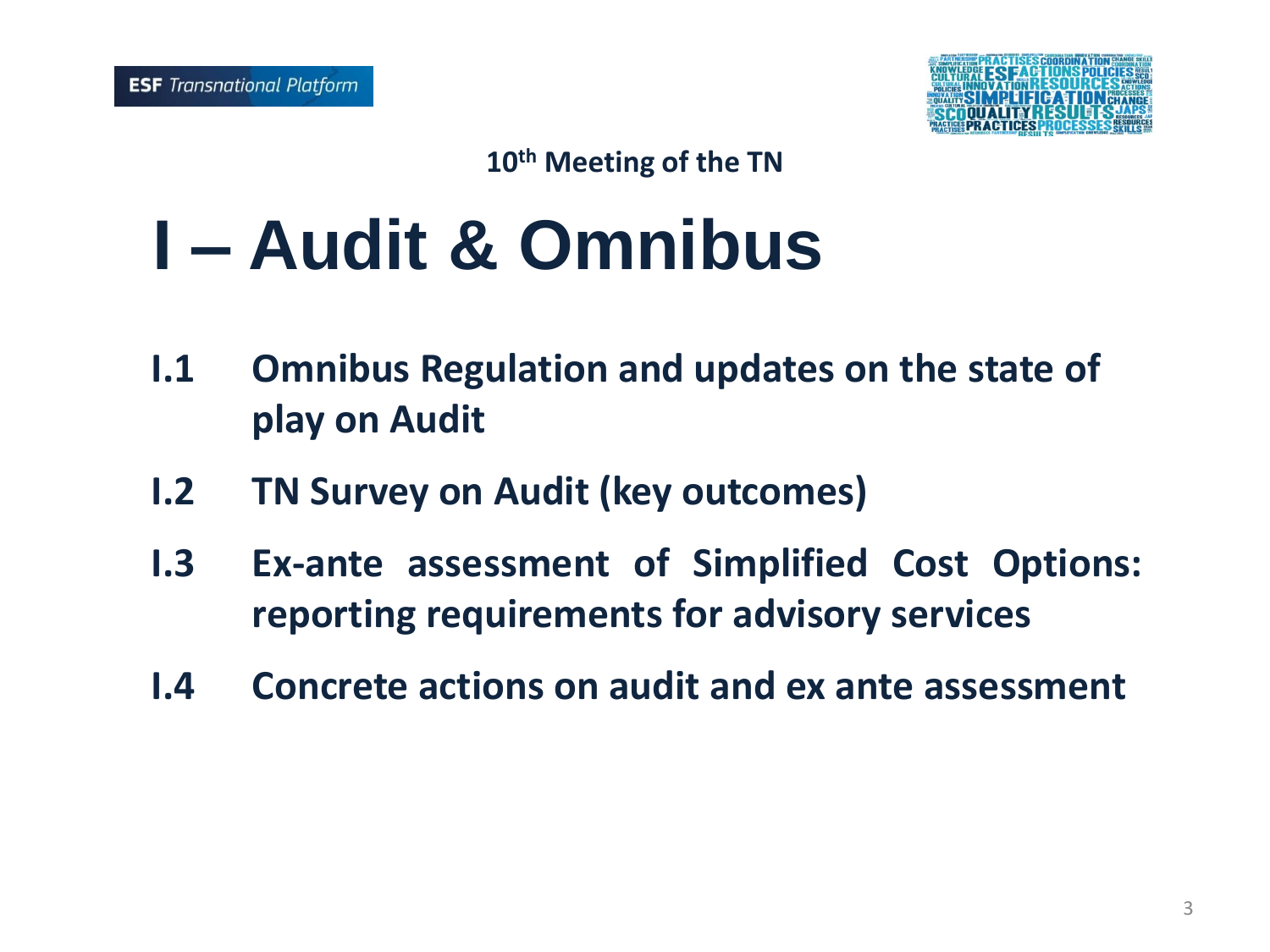ESF Transnational Platform

10th Meeting of the TN

# I – Audit & Omnibus

- **I.1 Omnibus Regulation and updates on the state of play on Audit**
- **I.2 TN Survey on Audit (key outcomes)**
- **I.3 Ex-ante assessment of Simplified Cost Options: reporting requirements for advisory services**
- **I.4 Concrete actions on audit and ex ante assessment**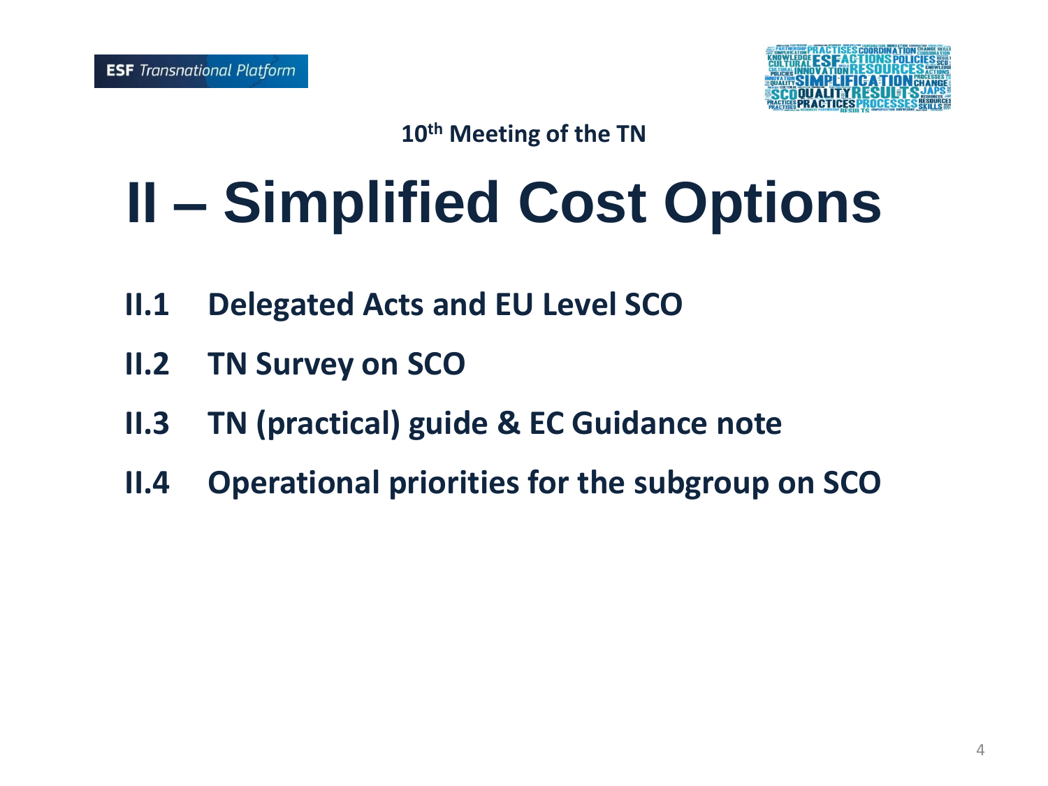ESF Transnational Platform

10th Meeting of the TN

# II – Simplified Cost Options

- **II.1 Delegated Acts and EU Level SCO**
- **II.2 TN Survey on SCO**
- **II.3 TN (practical) guide & EC Guidance note**
- **II.4 Operational priorities for the subgroup on SCO**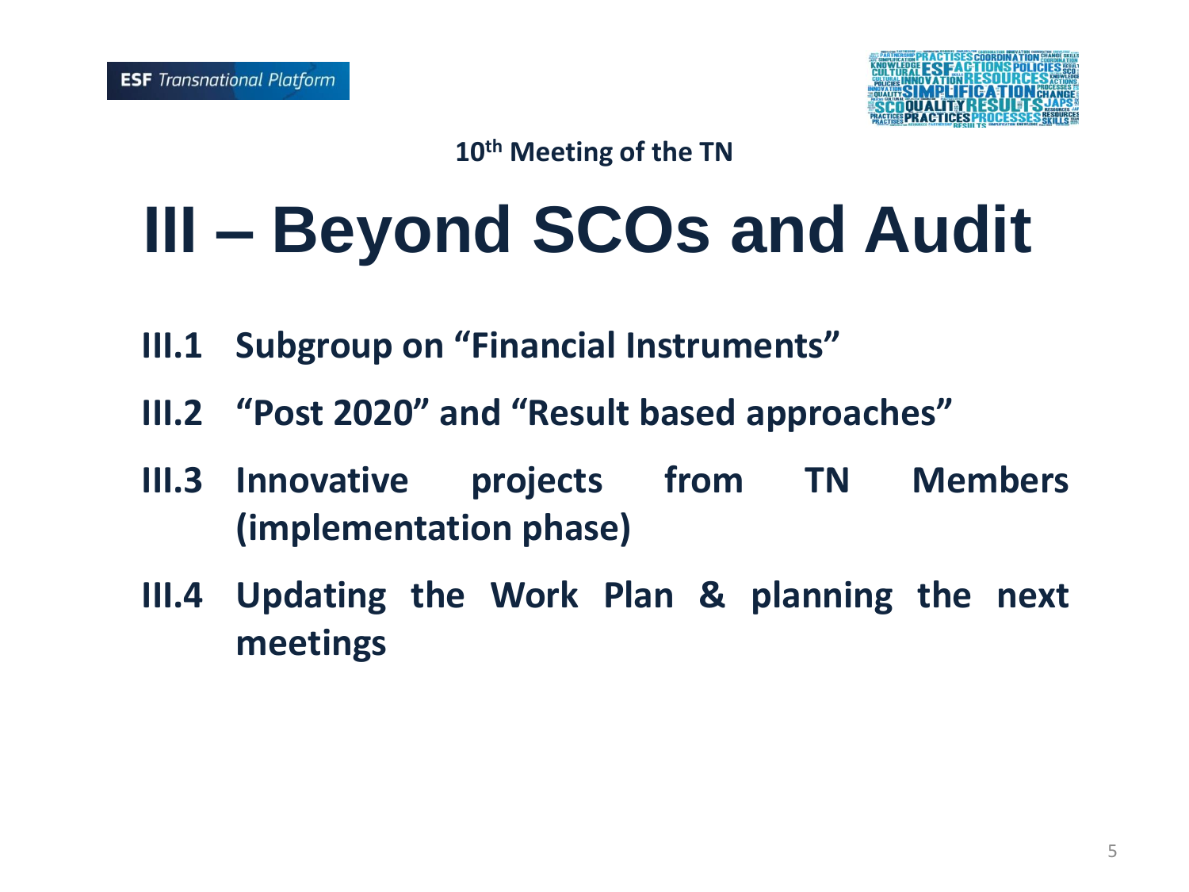ESF Transnational Platform

10th Meeting of the TN

# III – Beyond SCOs and Audit

- **III.1 Subgroup on "Financial Instruments"**
- **III.2 "Post 2020" and "Result based approaches"**
- **III.3 Innovative projects from TN Members (implementation phase)**
- **III.4 Updating the Work Plan & planning the next meetings**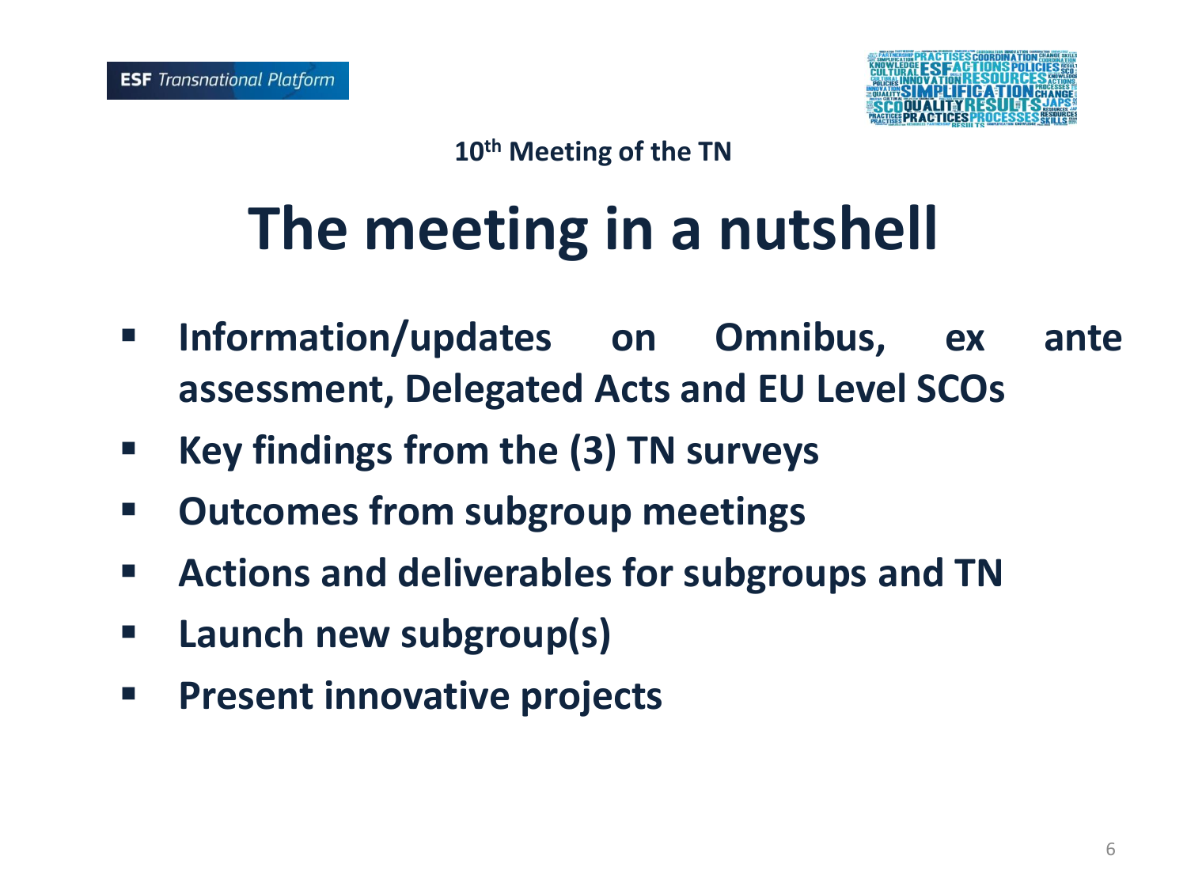ESF Transnational Platform

10th Meeting of the TN

# The meeting in a nutshell

- **Information/updates on Omnibus, ex ante assessment, Delegated Acts and EU Level SCOs**
- **Key findings from the (3) TN surveys**
- **Outcomes from subgroup meetings**
- **Actions and deliverables for subgroups and TN**
- **Launch new subgroup(s)**
- **Present innovative projects**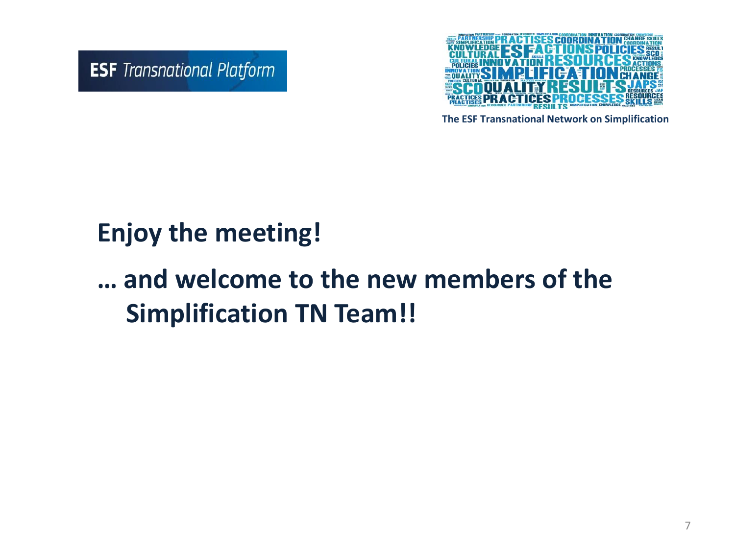**ESF** *Transnational Platform*

**The ESF Transnational Network on Simplification**

**Enjoy the meeting!**

**… and welcome to the new members of the Simplification TN Team!!**